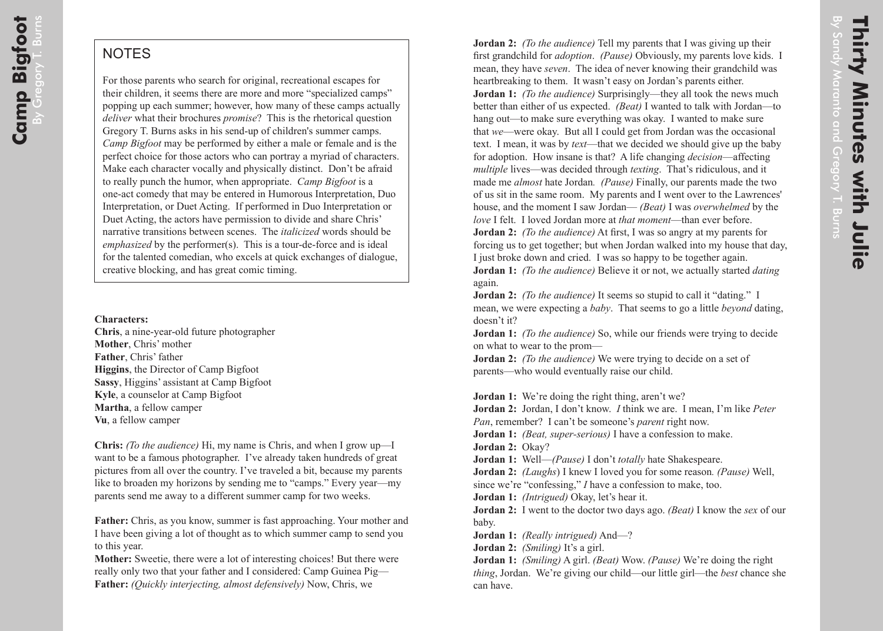## NOTES

For those parents who search for original, recreational escapes for their children, it seems there are more and more "specialized camps" popping up each summer; however, how many of these camps actually *deliver* what their brochures *promise*? This is the rhetorical question Gregory T. Burns asks in his send-up of children's summer camps. *Camp Bigfoot* may be performed by either a male or female and is the perfect choice for those actors who can portray a myriad of characters. Make each character vocally and physically distinct. Don't be afraid to really punch the humor, when appropriate. *Camp Bigfoot* is a one-act comedy that may be entered in Humorous Interpretation, Duo Interpretation, or Duet Acting. If performed in Duo Interpretation or Duet Acting, the actors have permission to divide and share Chris' narrative transitions between scenes. The *italicized* words should be *emphasized* by the performer(s). This is a tour-de-force and is ideal for the talented comedian, who excels at quick exchanges of dialogue, creative blocking, and has great comic timing.

**Characters:**
**Chris**, a nine-year-old future photographer
**Mother**, Chris' mother
**Father**, Chris' father
**Higgins**, the Director of Camp Bigfoot
**Sassy**, Higgins' assistant at Camp Bigfoot
**Kyle**, a counselor at Camp Bigfoot
**Martha**, a fellow camper
**Vu**, a fellow camper

**Chris:** *(To the audience)* Hi, my name is Chris, and when I grow up—I want to be a famous photographer. I've already taken hundreds of great pictures from all over the country. I've traveled a bit, because my parents like to broaden my horizons by sending me to "camps." Every year—my parents send me away to a different summer camp for two weeks.

**Father:** Chris, as you know, summer is fast approaching. Your mother and I have been giving a lot of thought as to which summer camp to send you to this year.
**Mother:** Sweetie, there were a lot of interesting choices! But there were really only two that your father and I considered: Camp Guinea Pig—
**Father:** *(Quickly interjecting, almost defensively)* Now, Chris, we

**Jordan 2:** *(To the audience)* Tell my parents that I was giving up their first grandchild for *adoption*. *(Pause)* Obviously, my parents love kids. I mean, they have *seven*. The idea of never knowing their grandchild was heartbreaking to them. It wasn't easy on Jordan's parents either.
**Jordan 1:** *(To the audience)* Surprisingly—they all took the news much better than either of us expected. *(Beat)* I wanted to talk with Jordan—to hang out—to make sure everything was okay. I wanted to make sure that *we*—were okay. But all I could get from Jordan was the occasional text. I mean, it was by *text*—that we decided we should give up the baby for adoption. How insane is that? A life changing *decision*—affecting *multiple* lives—was decided through *texting*. That's ridiculous, and it made me *almost* hate Jordan. *(Pause)* Finally, our parents made the two of us sit in the same room. My parents and I went over to the Lawrences' house, and the moment I saw Jordan— *(Beat)* I was *overwhelmed* by the *love* I felt. I loved Jordan more at *that moment*—than ever before.
**Jordan 2:** *(To the audience)* At first, I was so angry at my parents for forcing us to get together; but when Jordan walked into my house that day, I just broke down and cried. I was so happy to be together again.
**Jordan 1:** *(To the audience)* Believe it or not, we actually started *dating* again.
**Jordan 2:** *(To the audience)* It seems so stupid to call it "dating." I mean, we were expecting a *baby*. That seems to go a little *beyond* dating, doesn't it?
**Jordan 1:** *(To the audience)* So, while our friends were trying to decide on what to wear to the prom—
**Jordan 2:** *(To the audience)* We were trying to decide on a set of parents—who would eventually raise our child.

**Jordan 1:** We're doing the right thing, aren't we?
**Jordan 2:** Jordan, I don't know. *I* think we are. I mean, I'm like *Peter Pan*, remember? I can't be someone's *parent* right now.
**Jordan 1:** *(Beat, super-serious)* I have a confession to make.
**Jordan 2:** Okay?
**Jordan 1:** Well—*(Pause)* I don't *totally* hate Shakespeare.
**Jordan 2:** *(Laughs)* I knew I loved you for some reason. *(Pause)* Well, since we're "confessing," *I* have a confession to make, too.
**Jordan 1:** *(Intrigued)* Okay, let's hear it.
**Jordan 2:** I went to the doctor two days ago. *(Beat)* I know the *sex* of our baby.
**Jordan 1:** *(Really intrigued)* And—?
**Jordan 2:** *(Smiling)* It's a girl.
**Jordan 1:** *(Smiling)* A girl. *(Beat)* Wow. *(Pause)* We're doing the right *thing*, Jordan. We're giving our child—our little girl—the *best* chance she can have.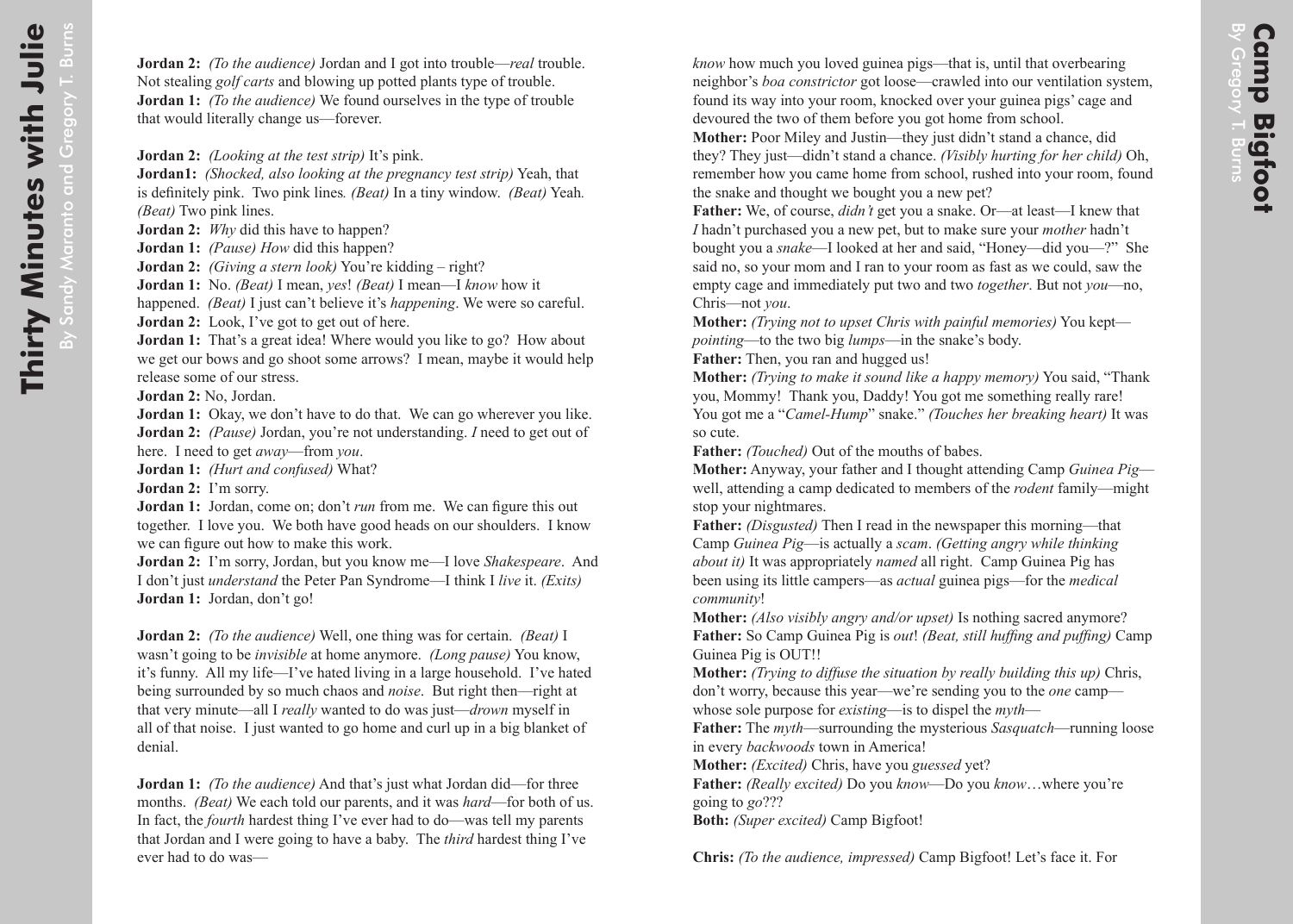**Jordan 2:** *(To the audience)* Jordan and I got into trouble—*real* trouble. Not stealing *golf carts* and blowing up potted plants type of trouble.
**Jordan 1:** *(To the audience)* We found ourselves in the type of trouble that would literally change us—forever.

**Jordan 2:** *(Looking at the test strip)* It's pink.
**Jordan1:** *(Shocked, also looking at the pregnancy test strip)* Yeah, that is definitely pink. Two pink lines*. (Beat)* In a tiny window. *(Beat)* Yeah*. (Beat)* Two pink lines.
**Jordan 2:** *Why* did this have to happen?
**Jordan 1:** *(Pause) How* did this happen?
**Jordan 2:** *(Giving a stern look)* You're kidding – right?
**Jordan 1:** No. *(Beat)* I mean, *yes*! *(Beat)* I mean—I *know* how it happened. *(Beat)* I just can't believe it's *happening*. We were so careful.
**Jordan 2:** Look, I've got to get out of here.
**Jordan 1:** That's a great idea! Where would you like to go? How about we get our bows and go shoot some arrows? I mean, maybe it would help release some of our stress.
**Jordan 2:** No, Jordan.
**Jordan 1:** Okay, we don't have to do that. We can go wherever you like.
**Jordan 2:** *(Pause)* Jordan, you're not understanding. *I* need to get out of here. I need to get *away*—from *you*.
**Jordan 1:** *(Hurt and confused)* What?
**Jordan 2:** I'm sorry.
**Jordan 1:** Jordan, come on; don't *run* from me. We can figure this out together. I love you. We both have good heads on our shoulders. I know we can figure out how to make this work.
**Jordan 2:** I'm sorry, Jordan, but you know me—I love *Shakespeare*. And I don't just *understand* the Peter Pan Syndrome—I think I *live* it. *(Exits)*
**Jordan 1:** Jordan, don't go!

**Jordan 2:** *(To the audience)* Well, one thing was for certain. *(Beat)* I wasn't going to be *invisible* at home anymore. *(Long pause)* You know, it's funny. All my life—I've hated living in a large household. I've hated being surrounded by so much chaos and *noise*. But right then—right at that very minute—all I *really* wanted to do was just—*drown* myself in all of that noise. I just wanted to go home and curl up in a big blanket of denial.

**Jordan 1:** *(To the audience)* And that's just what Jordan did—for three months. *(Beat)* We each told our parents, and it was *hard*—for both of us. In fact, the *fourth* hardest thing I've ever had to do—was tell my parents that Jordan and I were going to have a baby. The *third* hardest thing I've ever had to do was—

*know* how much you loved guinea pigs—that is, until that overbearing neighbor's *boa constrictor* got loose—crawled into our ventilation system, found its way into your room, knocked over your guinea pigs' cage and devoured the two of them before you got home from school.
**Mother:** Poor Miley and Justin—they just didn't stand a chance, did they? They just—didn't stand a chance. *(Visibly hurting for her child)* Oh, remember how you came home from school, rushed into your room, found the snake and thought we bought you a new pet?
**Father:** We, of course, *didn't* get you a snake. Or—at least—I knew that *I* hadn't purchased you a new pet, but to make sure your *mother* hadn't bought you a *snake*—I looked at her and said, "Honey—did you—?" She said no, so your mom and I ran to your room as fast as we could, saw the empty cage and immediately put two and two *together*. But not *you*—no, Chris—not *you*.
**Mother:** *(Trying not to upset Chris with painful memories)* You kept—*pointing*—to the two big *lumps*—in the snake's body.
**Father:** Then, you ran and hugged us!
**Mother:** *(Trying to make it sound like a happy memory)* You said, "Thank you, Mommy! Thank you, Daddy! You got me something really rare! You got me a "*Camel-Hump*" snake." *(Touches her breaking heart)* It was so cute.
**Father:** *(Touched)* Out of the mouths of babes.
**Mother:** Anyway, your father and I thought attending Camp *Guinea Pig*—well, attending a camp dedicated to members of the *rodent* family—might stop your nightmares.
**Father:** *(Disgusted)* Then I read in the newspaper this morning—that Camp *Guinea Pig*—is actually a *scam*. *(Getting angry while thinking about it)* It was appropriately *named* all right. Camp Guinea Pig has been using its little campers—as *actual* guinea pigs—for the *medical community*!
**Mother:** *(Also visibly angry and/or upset)* Is nothing sacred anymore?
**Father:** So Camp Guinea Pig is *out*! *(Beat, still huffing and puffing)* Camp Guinea Pig is OUT!!
**Mother:** *(Trying to diffuse the situation by really building this up)* Chris, don't worry, because this year—we're sending you to the *one* camp—whose sole purpose for *existing*—is to dispel the *myth*—
**Father:** The *myth*—surrounding the mysterious *Sasquatch*—running loose in every *backwoods* town in America!
**Mother:** *(Excited)* Chris, have you *guessed* yet?
**Father:** *(Really excited)* Do you *know*—Do you *know*…where you're going to *go*???
**Both:** *(Super excited)* Camp Bigfoot!

**Chris:** *(To the audience, impressed)* Camp Bigfoot! Let's face it. For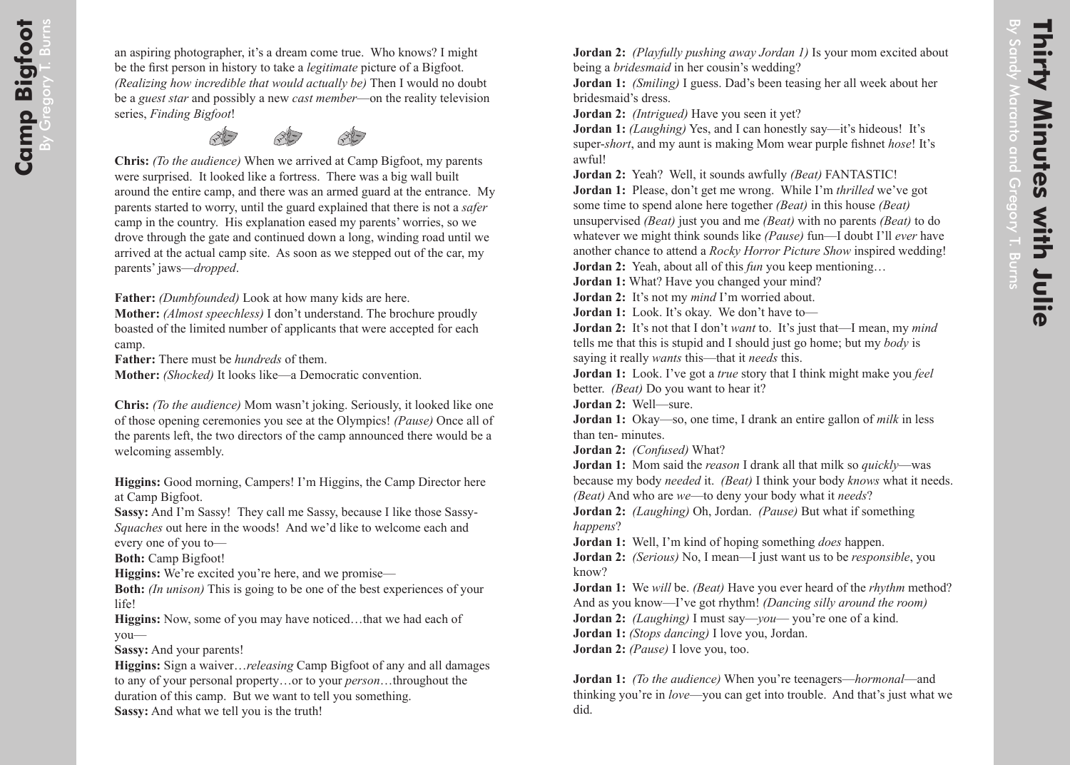an aspiring photographer, it's a dream come true. Who knows? I might be the first person in history to take a *legitimate* picture of a Bigfoot. *(Realizing how incredible that would actually be)* Then I would no doubt be a *guest star* and possibly a new *cast member*—on the reality television series, *Finding Bigfoot*!

**Chris:** *(To the audience)* When we arrived at Camp Bigfoot, my parents were surprised. It looked like a fortress. There was a big wall built around the entire camp, and there was an armed guard at the entrance. My parents started to worry, until the guard explained that there is not a *safer* camp in the country. His explanation eased my parents' worries, so we drove through the gate and continued down a long, winding road until we arrived at the actual camp site. As soon as we stepped out of the car, my parents' jaws—*dropped*.

**Father:** *(Dumbfounded)* Look at how many kids are here.
**Mother:** *(Almost speechless)* I don't understand. The brochure proudly boasted of the limited number of applicants that were accepted for each camp.
**Father:** There must be *hundreds* of them.
**Mother:** *(Shocked)* It looks like—a Democratic convention.

**Chris:** *(To the audience)* Mom wasn't joking. Seriously, it looked like one of those opening ceremonies you see at the Olympics! *(Pause)* Once all of the parents left, the two directors of the camp announced there would be a welcoming assembly.

**Higgins:** Good morning, Campers! I'm Higgins, the Camp Director here at Camp Bigfoot.
**Sassy:** And I'm Sassy! They call me Sassy, because I like those Sassy-*Squaches* out here in the woods! And we'd like to welcome each and every one of you to—
**Both:** Camp Bigfoot!
**Higgins:** We're excited you're here, and we promise—
**Both:** *(In unison)* This is going to be one of the best experiences of your life!
**Higgins:** Now, some of you may have noticed…that we had each of you—
**Sassy:** And your parents!
**Higgins:** Sign a waiver…*releasing* Camp Bigfoot of any and all damages to any of your personal property…or to your *person*…throughout the duration of this camp. But we want to tell you something.
**Sassy:** And what we tell you is the truth!

**Jordan 2:** *(Playfully pushing away Jordan 1)* Is your mom excited about being a *bridesmaid* in her cousin's wedding?
**Jordan 1:** *(Smiling)* I guess. Dad's been teasing her all week about her bridesmaid's dress.
**Jordan 2:** *(Intrigued)* Have you seen it yet?
**Jordan 1:** *(Laughing)* Yes, and I can honestly say—it's hideous! It's super-*short*, and my aunt is making Mom wear purple fishnet *hose*! It's awful!
**Jordan 2:** Yeah? Well, it sounds awfully *(Beat)* FANTASTIC!
**Jordan 1:** Please, don't get me wrong. While I'm *thrilled* we've got some time to spend alone here together *(Beat)* in this house *(Beat)* unsupervised *(Beat)* just you and me *(Beat)* with no parents *(Beat)* to do whatever we might think sounds like *(Pause)* fun—I doubt I'll *ever* have another chance to attend a *Rocky Horror Picture Show* inspired wedding!
**Jordan 2:** Yeah, about all of this *fun* you keep mentioning…
**Jordan 1:** What? Have you changed your mind?
**Jordan 2:** It's not my *mind* I'm worried about.
**Jordan 1:** Look. It's okay. We don't have to—
**Jordan 2:** It's not that I don't *want* to. It's just that—I mean, my *mind* tells me that this is stupid and I should just go home; but my *body* is saying it really *wants* this—that it *needs* this.
**Jordan 1:** Look. I've got a *true* story that I think might make you *feel* better. *(Beat)* Do you want to hear it?
**Jordan 2:** Well—sure.
**Jordan 1:** Okay—so, one time, I drank an entire gallon of *milk* in less than ten- minutes.
**Jordan 2:** *(Confused)* What?
**Jordan 1:** Mom said the *reason* I drank all that milk so *quickly*—was because my body *needed* it. *(Beat)* I think your body *knows* what it needs. *(Beat)* And who are *we*—to deny your body what it *needs*?
**Jordan 2:** *(Laughing)* Oh, Jordan. *(Pause)* But what if something *happens*?
**Jordan 1:** Well, I'm kind of hoping something *does* happen.
**Jordan 2:** *(Serious)* No, I mean—I just want us to be *responsible*, you know?
**Jordan 1:** We *will* be. *(Beat)* Have you ever heard of the *rhythm* method? And as you know—I've got rhythm! *(Dancing silly around the room)*
**Jordan 2:** *(Laughing)* I must say—*you*— you're one of a kind.
**Jordan 1:** *(Stops dancing)* I love you, Jordan.
**Jordan 2:** *(Pause)* I love you, too.

**Jordan 1:** *(To the audience)* When you're teenagers—*hormonal*—and thinking you're in *love*—you can get into trouble. And that's just what we did.